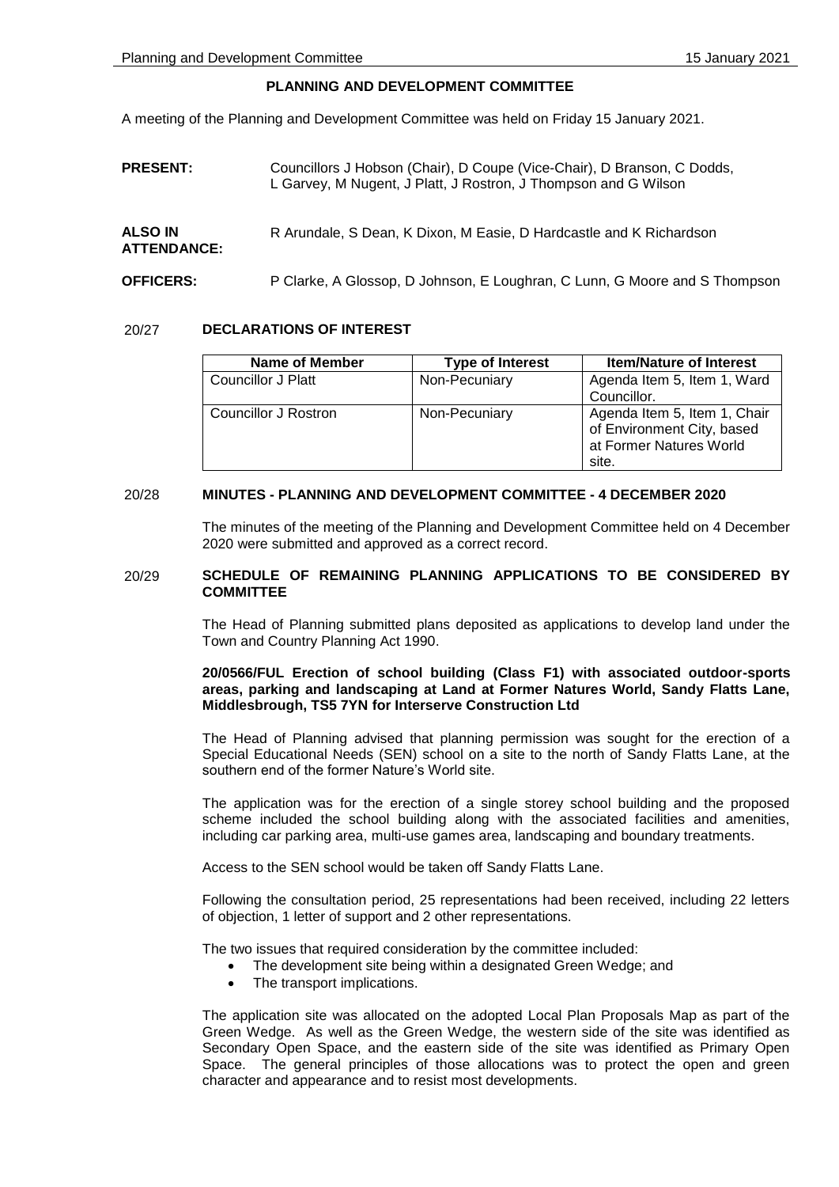# PLANNING AND DEVELOPMENT COMMITTEE

A meeting of the Planning and Development Committee was held on Friday 15 January 2021.

**PRESENT:** Councillors J Hobson (Chair), D Coupe (Vice-Chair), D Branson, C Dodds, L Garvey, M Nugent, J Platt, J Rostron, J Thompson and G Wilson

**ALSO IN ATTENDANCE:** R Arundale, S Dean, K Dixon, M Easie, D Hardcastle and K Richardson

**OFFICERS:** P Clarke, A Glossop, D Johnson, E Loughran, C Lunn, G Moore and S Thompson

## 20/27 DECLARATIONS OF INTEREST

| Name of Member | Type of Interest | Item/Nature of Interest |
|---|---|---|
| Councillor J Platt | Non-Pecuniary | Agenda Item 5, Item 1, Ward Councillor. |
| Councillor J Rostron | Non-Pecuniary | Agenda Item 5, Item 1, Chair of Environment City, based at Former Natures World site. |

## 20/28 MINUTES - PLANNING AND DEVELOPMENT COMMITTEE - 4 DECEMBER 2020

The minutes of the meeting of the Planning and Development Committee held on 4 December 2020 were submitted and approved as a correct record.

## 20/29 SCHEDULE OF REMAINING PLANNING APPLICATIONS TO BE CONSIDERED BY COMMITTEE

The Head of Planning submitted plans deposited as applications to develop land under the Town and Country Planning Act 1990.

**20/0566/FUL Erection of school building (Class F1) with associated outdoor-sports areas, parking and landscaping at Land at Former Natures World, Sandy Flatts Lane, Middlesbrough, TS5 7YN for Interserve Construction Ltd**

The Head of Planning advised that planning permission was sought for the erection of a Special Educational Needs (SEN) school on a site to the north of Sandy Flatts Lane, at the southern end of the former Nature's World site.

The application was for the erection of a single storey school building and the proposed scheme included the school building along with the associated facilities and amenities, including car parking area, multi-use games area, landscaping and boundary treatments.

Access to the SEN school would be taken off Sandy Flatts Lane.

Following the consultation period, 25 representations had been received, including 22 letters of objection, 1 letter of support and 2 other representations.

The two issues that required consideration by the committee included:

- The development site being within a designated Green Wedge; and
- The transport implications.

The application site was allocated on the adopted Local Plan Proposals Map as part of the Green Wedge. As well as the Green Wedge, the western side of the site was identified as Secondary Open Space, and the eastern side of the site was identified as Primary Open Space. The general principles of those allocations was to protect the open and green character and appearance and to resist most developments.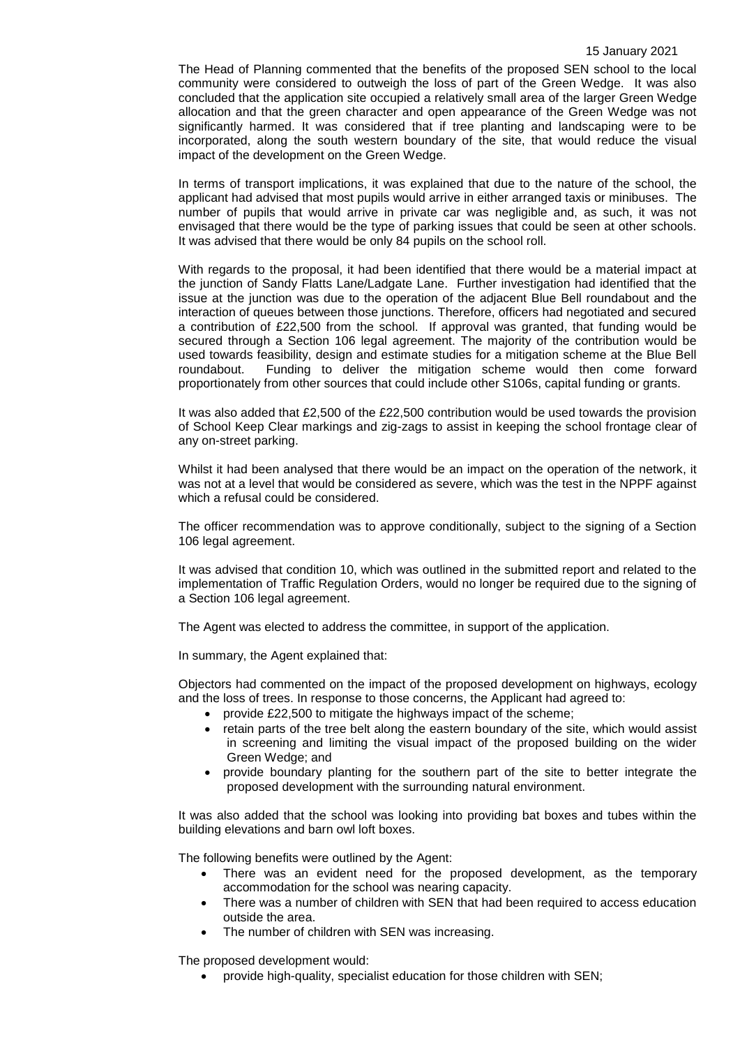The Head of Planning commented that the benefits of the proposed SEN school to the local community were considered to outweigh the loss of part of the Green Wedge. It was also concluded that the application site occupied a relatively small area of the larger Green Wedge allocation and that the green character and open appearance of the Green Wedge was not significantly harmed. It was considered that if tree planting and landscaping were to be incorporated, along the south western boundary of the site, that would reduce the visual impact of the development on the Green Wedge.

In terms of transport implications, it was explained that due to the nature of the school, the applicant had advised that most pupils would arrive in either arranged taxis or minibuses. The number of pupils that would arrive in private car was negligible and, as such, it was not envisaged that there would be the type of parking issues that could be seen at other schools. It was advised that there would be only 84 pupils on the school roll.

With regards to the proposal, it had been identified that there would be a material impact at the junction of Sandy Flatts Lane/Ladgate Lane. Further investigation had identified that the issue at the junction was due to the operation of the adjacent Blue Bell roundabout and the interaction of queues between those junctions. Therefore, officers had negotiated and secured a contribution of £22,500 from the school. If approval was granted, that funding would be secured through a Section 106 legal agreement. The majority of the contribution would be used towards feasibility, design and estimate studies for a mitigation scheme at the Blue Bell roundabout. Funding to deliver the mitigation scheme would then come forward proportionately from other sources that could include other S106s, capital funding or grants.

It was also added that £2,500 of the £22,500 contribution would be used towards the provision of School Keep Clear markings and zig-zags to assist in keeping the school frontage clear of any on-street parking.

Whilst it had been analysed that there would be an impact on the operation of the network, it was not at a level that would be considered as severe, which was the test in the NPPF against which a refusal could be considered.

The officer recommendation was to approve conditionally, subject to the signing of a Section 106 legal agreement.

It was advised that condition 10, which was outlined in the submitted report and related to the implementation of Traffic Regulation Orders, would no longer be required due to the signing of a Section 106 legal agreement.

The Agent was elected to address the committee, in support of the application.

In summary, the Agent explained that:

Objectors had commented on the impact of the proposed development on highways, ecology and the loss of trees. In response to those concerns, the Applicant had agreed to:

- provide £22,500 to mitigate the highways impact of the scheme;
- retain parts of the tree belt along the eastern boundary of the site, which would assist in screening and limiting the visual impact of the proposed building on the wider Green Wedge; and
- provide boundary planting for the southern part of the site to better integrate the proposed development with the surrounding natural environment.

It was also added that the school was looking into providing bat boxes and tubes within the building elevations and barn owl loft boxes.

The following benefits were outlined by the Agent:

- There was an evident need for the proposed development, as the temporary accommodation for the school was nearing capacity.
- There was a number of children with SEN that had been required to access education outside the area.
- The number of children with SEN was increasing.

The proposed development would:

- provide high-quality, specialist education for those children with SEN;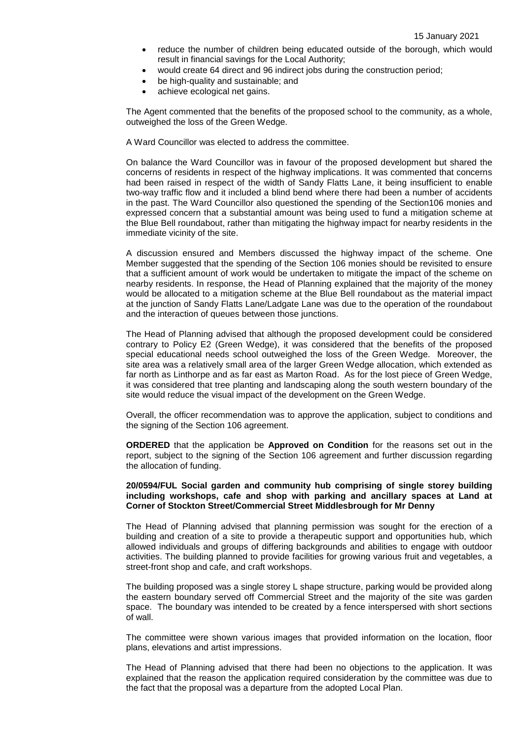- reduce the number of children being educated outside of the borough, which would result in financial savings for the Local Authority;
- would create 64 direct and 96 indirect jobs during the construction period;
- be high-quality and sustainable; and
- achieve ecological net gains.

The Agent commented that the benefits of the proposed school to the community, as a whole, outweighed the loss of the Green Wedge.

A Ward Councillor was elected to address the committee.

On balance the Ward Councillor was in favour of the proposed development but shared the concerns of residents in respect of the highway implications. It was commented that concerns had been raised in respect of the width of Sandy Flatts Lane, it being insufficient to enable two-way traffic flow and it included a blind bend where there had been a number of accidents in the past. The Ward Councillor also questioned the spending of the Section106 monies and expressed concern that a substantial amount was being used to fund a mitigation scheme at the Blue Bell roundabout, rather than mitigating the highway impact for nearby residents in the immediate vicinity of the site.

A discussion ensured and Members discussed the highway impact of the scheme. One Member suggested that the spending of the Section 106 monies should be revisited to ensure that a sufficient amount of work would be undertaken to mitigate the impact of the scheme on nearby residents. In response, the Head of Planning explained that the majority of the money would be allocated to a mitigation scheme at the Blue Bell roundabout as the material impact at the junction of Sandy Flatts Lane/Ladgate Lane was due to the operation of the roundabout and the interaction of queues between those junctions.

The Head of Planning advised that although the proposed development could be considered contrary to Policy E2 (Green Wedge), it was considered that the benefits of the proposed special educational needs school outweighed the loss of the Green Wedge. Moreover, the site area was a relatively small area of the larger Green Wedge allocation, which extended as far north as Linthorpe and as far east as Marton Road. As for the lost piece of Green Wedge, it was considered that tree planting and landscaping along the south western boundary of the site would reduce the visual impact of the development on the Green Wedge.

Overall, the officer recommendation was to approve the application, subject to conditions and the signing of the Section 106 agreement.

**ORDERED** that the application be **Approved on Condition** for the reasons set out in the report, subject to the signing of the Section 106 agreement and further discussion regarding the allocation of funding.

**20/0594/FUL Social garden and community hub comprising of single storey building including workshops, cafe and shop with parking and ancillary spaces at Land at Corner of Stockton Street/Commercial Street Middlesbrough for Mr Denny**

The Head of Planning advised that planning permission was sought for the erection of a building and creation of a site to provide a therapeutic support and opportunities hub, which allowed individuals and groups of differing backgrounds and abilities to engage with outdoor activities. The building planned to provide facilities for growing various fruit and vegetables, a street-front shop and cafe, and craft workshops.

The building proposed was a single storey L shape structure, parking would be provided along the eastern boundary served off Commercial Street and the majority of the site was garden space. The boundary was intended to be created by a fence interspersed with short sections of wall.

The committee were shown various images that provided information on the location, floor plans, elevations and artist impressions.

The Head of Planning advised that there had been no objections to the application. It was explained that the reason the application required consideration by the committee was due to the fact that the proposal was a departure from the adopted Local Plan.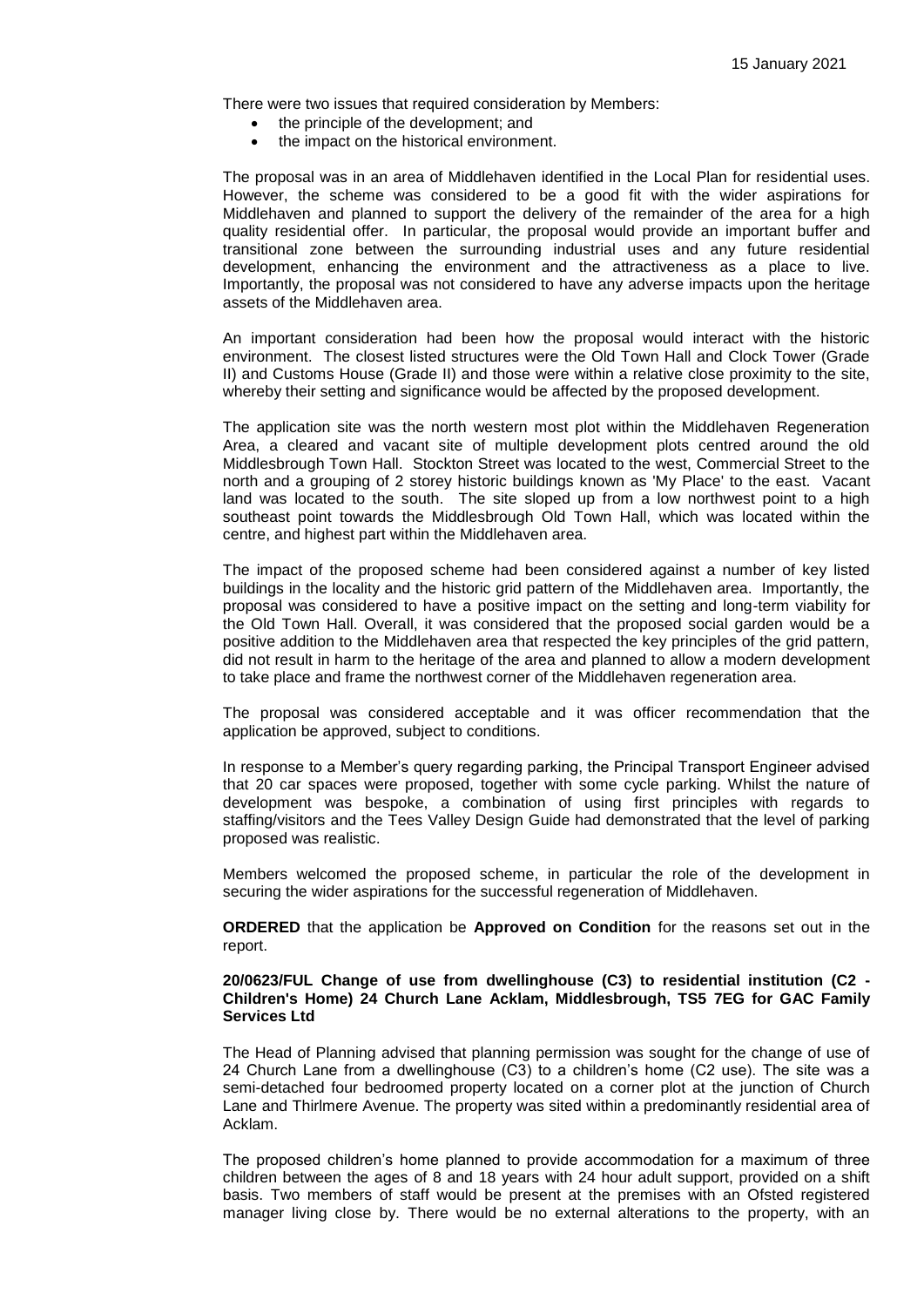There were two issues that required consideration by Members:

- the principle of the development; and
- the impact on the historical environment.

The proposal was in an area of Middlehaven identified in the Local Plan for residential uses. However, the scheme was considered to be a good fit with the wider aspirations for Middlehaven and planned to support the delivery of the remainder of the area for a high quality residential offer. In particular, the proposal would provide an important buffer and transitional zone between the surrounding industrial uses and any future residential development, enhancing the environment and the attractiveness as a place to live. Importantly, the proposal was not considered to have any adverse impacts upon the heritage assets of the Middlehaven area.

An important consideration had been how the proposal would interact with the historic environment. The closest listed structures were the Old Town Hall and Clock Tower (Grade II) and Customs House (Grade II) and those were within a relative close proximity to the site, whereby their setting and significance would be affected by the proposed development.

The application site was the north western most plot within the Middlehaven Regeneration Area, a cleared and vacant site of multiple development plots centred around the old Middlesbrough Town Hall. Stockton Street was located to the west, Commercial Street to the north and a grouping of 2 storey historic buildings known as 'My Place' to the east. Vacant land was located to the south. The site sloped up from a low northwest point to a high southeast point towards the Middlesbrough Old Town Hall, which was located within the centre, and highest part within the Middlehaven area.

The impact of the proposed scheme had been considered against a number of key listed buildings in the locality and the historic grid pattern of the Middlehaven area. Importantly, the proposal was considered to have a positive impact on the setting and long-term viability for the Old Town Hall. Overall, it was considered that the proposed social garden would be a positive addition to the Middlehaven area that respected the key principles of the grid pattern, did not result in harm to the heritage of the area and planned to allow a modern development to take place and frame the northwest corner of the Middlehaven regeneration area.

The proposal was considered acceptable and it was officer recommendation that the application be approved, subject to conditions.

In response to a Member's query regarding parking, the Principal Transport Engineer advised that 20 car spaces were proposed, together with some cycle parking. Whilst the nature of development was bespoke, a combination of using first principles with regards to staffing/visitors and the Tees Valley Design Guide had demonstrated that the level of parking proposed was realistic.

Members welcomed the proposed scheme, in particular the role of the development in securing the wider aspirations for the successful regeneration of Middlehaven.

**ORDERED** that the application be **Approved on Condition** for the reasons set out in the report.

**20/0623/FUL Change of use from dwellinghouse (C3) to residential institution (C2 - Children's Home) 24 Church Lane Acklam, Middlesbrough, TS5 7EG for GAC Family Services Ltd**

The Head of Planning advised that planning permission was sought for the change of use of 24 Church Lane from a dwellinghouse (C3) to a children's home (C2 use). The site was a semi-detached four bedroomed property located on a corner plot at the junction of Church Lane and Thirlmere Avenue. The property was sited within a predominantly residential area of Acklam.

The proposed children's home planned to provide accommodation for a maximum of three children between the ages of 8 and 18 years with 24 hour adult support, provided on a shift basis. Two members of staff would be present at the premises with an Ofsted registered manager living close by. There would be no external alterations to the property, with an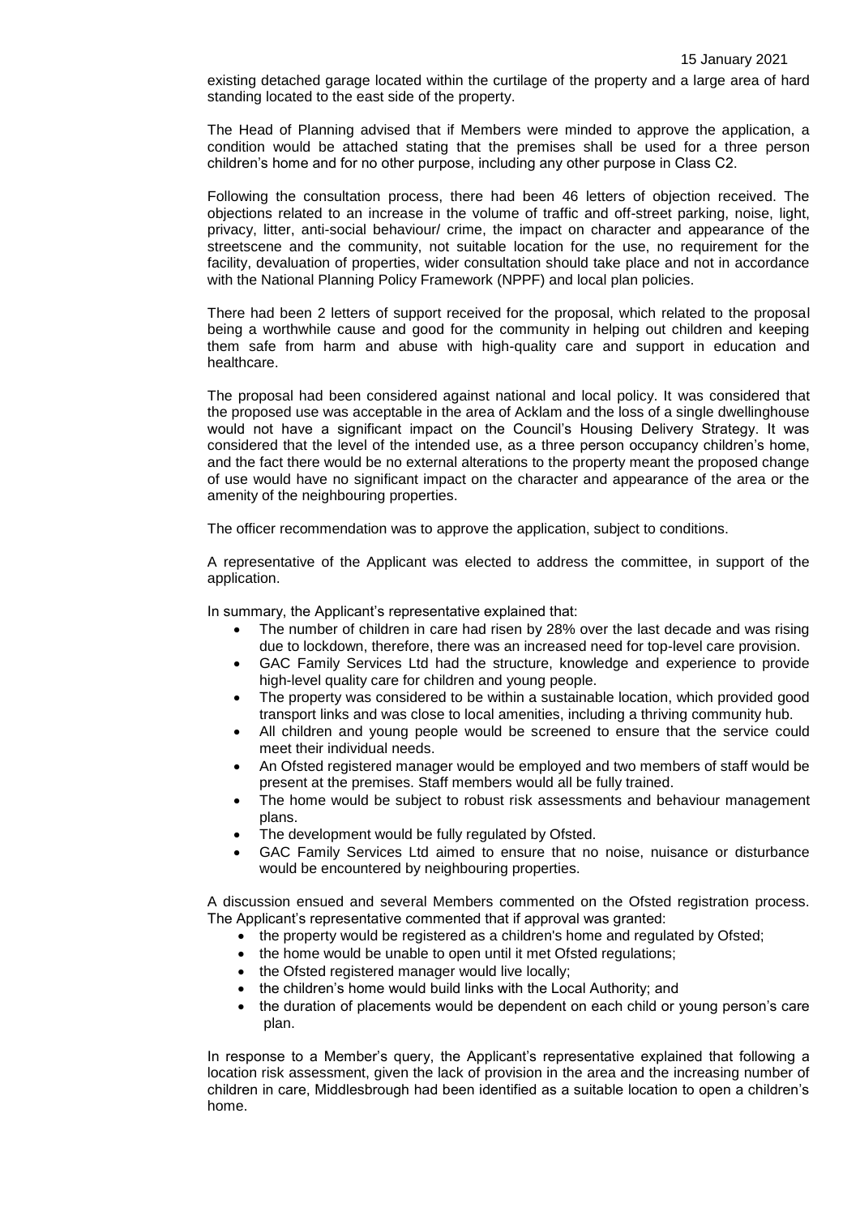existing detached garage located within the curtilage of the property and a large area of hard standing located to the east side of the property.

The Head of Planning advised that if Members were minded to approve the application, a condition would be attached stating that the premises shall be used for a three person children's home and for no other purpose, including any other purpose in Class C2.

Following the consultation process, there had been 46 letters of objection received. The objections related to an increase in the volume of traffic and off-street parking, noise, light, privacy, litter, anti-social behaviour/ crime, the impact on character and appearance of the streetscene and the community, not suitable location for the use, no requirement for the facility, devaluation of properties, wider consultation should take place and not in accordance with the National Planning Policy Framework (NPPF) and local plan policies.

There had been 2 letters of support received for the proposal, which related to the proposal being a worthwhile cause and good for the community in helping out children and keeping them safe from harm and abuse with high-quality care and support in education and healthcare.

The proposal had been considered against national and local policy. It was considered that the proposed use was acceptable in the area of Acklam and the loss of a single dwellinghouse would not have a significant impact on the Council's Housing Delivery Strategy. It was considered that the level of the intended use, as a three person occupancy children's home, and the fact there would be no external alterations to the property meant the proposed change of use would have no significant impact on the character and appearance of the area or the amenity of the neighbouring properties.

The officer recommendation was to approve the application, subject to conditions.

A representative of the Applicant was elected to address the committee, in support of the application.

In summary, the Applicant's representative explained that:

- The number of children in care had risen by 28% over the last decade and was rising due to lockdown, therefore, there was an increased need for top-level care provision.
- GAC Family Services Ltd had the structure, knowledge and experience to provide high-level quality care for children and young people.
- The property was considered to be within a sustainable location, which provided good transport links and was close to local amenities, including a thriving community hub.
- All children and young people would be screened to ensure that the service could meet their individual needs.
- An Ofsted registered manager would be employed and two members of staff would be present at the premises. Staff members would all be fully trained.
- The home would be subject to robust risk assessments and behaviour management plans.
- The development would be fully regulated by Ofsted.
- GAC Family Services Ltd aimed to ensure that no noise, nuisance or disturbance would be encountered by neighbouring properties.

A discussion ensued and several Members commented on the Ofsted registration process. The Applicant's representative commented that if approval was granted:

- the property would be registered as a children's home and regulated by Ofsted;
- the home would be unable to open until it met Ofsted regulations;
- the Ofsted registered manager would live locally;
- the children's home would build links with the Local Authority; and
- the duration of placements would be dependent on each child or young person's care plan.

In response to a Member's query, the Applicant's representative explained that following a location risk assessment, given the lack of provision in the area and the increasing number of children in care, Middlesbrough had been identified as a suitable location to open a children's home.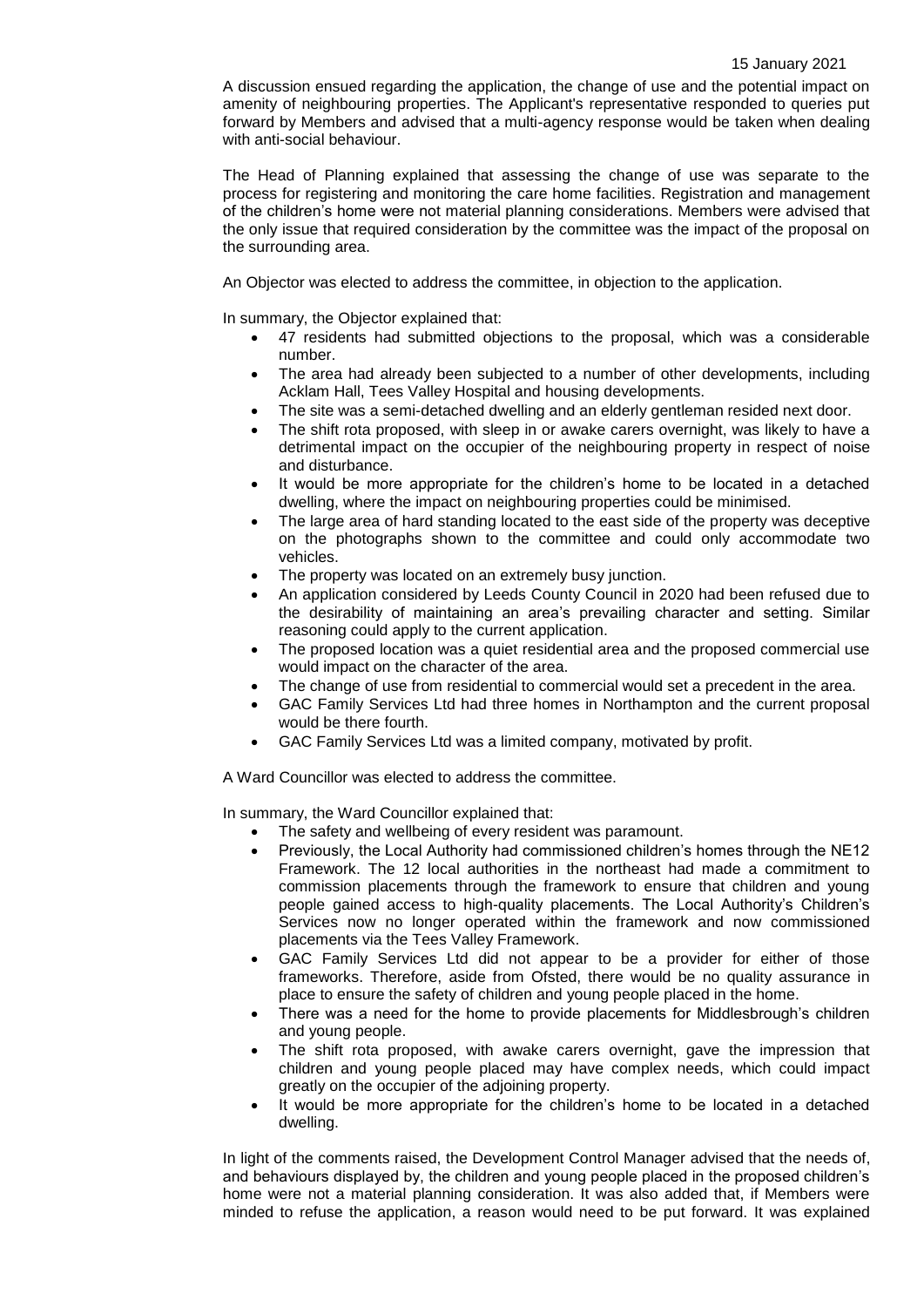A discussion ensued regarding the application, the change of use and the potential impact on amenity of neighbouring properties. The Applicant's representative responded to queries put forward by Members and advised that a multi-agency response would be taken when dealing with anti-social behaviour.

The Head of Planning explained that assessing the change of use was separate to the process for registering and monitoring the care home facilities. Registration and management of the children's home were not material planning considerations. Members were advised that the only issue that required consideration by the committee was the impact of the proposal on the surrounding area.

An Objector was elected to address the committee, in objection to the application.

In summary, the Objector explained that:

- 47 residents had submitted objections to the proposal, which was a considerable number.
- The area had already been subjected to a number of other developments, including Acklam Hall, Tees Valley Hospital and housing developments.
- The site was a semi-detached dwelling and an elderly gentleman resided next door.
- The shift rota proposed, with sleep in or awake carers overnight, was likely to have a detrimental impact on the occupier of the neighbouring property in respect of noise and disturbance.
- It would be more appropriate for the children's home to be located in a detached dwelling, where the impact on neighbouring properties could be minimised.
- The large area of hard standing located to the east side of the property was deceptive on the photographs shown to the committee and could only accommodate two vehicles.
- The property was located on an extremely busy junction.
- An application considered by Leeds County Council in 2020 had been refused due to the desirability of maintaining an area's prevailing character and setting. Similar reasoning could apply to the current application.
- The proposed location was a quiet residential area and the proposed commercial use would impact on the character of the area.
- The change of use from residential to commercial would set a precedent in the area.
- GAC Family Services Ltd had three homes in Northampton and the current proposal would be there fourth.
- GAC Family Services Ltd was a limited company, motivated by profit.

A Ward Councillor was elected to address the committee.

In summary, the Ward Councillor explained that:

- The safety and wellbeing of every resident was paramount.
- Previously, the Local Authority had commissioned children's homes through the NE12 Framework. The 12 local authorities in the northeast had made a commitment to commission placements through the framework to ensure that children and young people gained access to high-quality placements. The Local Authority's Children's Services now no longer operated within the framework and now commissioned placements via the Tees Valley Framework.
- GAC Family Services Ltd did not appear to be a provider for either of those frameworks. Therefore, aside from Ofsted, there would be no quality assurance in place to ensure the safety of children and young people placed in the home.
- There was a need for the home to provide placements for Middlesbrough's children and young people.
- The shift rota proposed, with awake carers overnight, gave the impression that children and young people placed may have complex needs, which could impact greatly on the occupier of the adjoining property.
- It would be more appropriate for the children's home to be located in a detached dwelling.

In light of the comments raised, the Development Control Manager advised that the needs of, and behaviours displayed by, the children and young people placed in the proposed children's home were not a material planning consideration. It was also added that, if Members were minded to refuse the application, a reason would need to be put forward. It was explained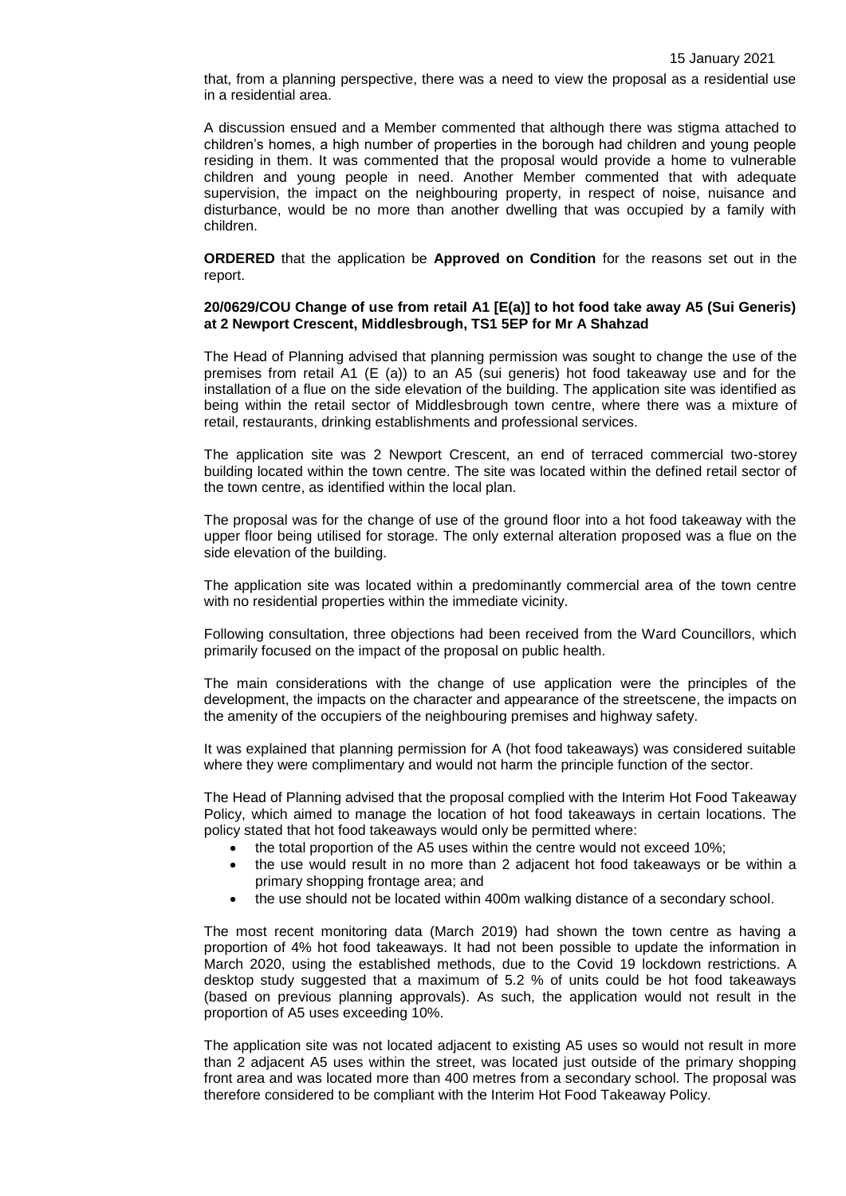that, from a planning perspective, there was a need to view the proposal as a residential use in a residential area.

A discussion ensued and a Member commented that although there was stigma attached to children's homes, a high number of properties in the borough had children and young people residing in them. It was commented that the proposal would provide a home to vulnerable children and young people in need. Another Member commented that with adequate supervision, the impact on the neighbouring property, in respect of noise, nuisance and disturbance, would be no more than another dwelling that was occupied by a family with children.

**ORDERED** that the application be **Approved on Condition** for the reasons set out in the report.

**20/0629/COU Change of use from retail A1 [E(a)] to hot food take away A5 (Sui Generis) at 2 Newport Crescent, Middlesbrough, TS1 5EP for Mr A Shahzad**

The Head of Planning advised that planning permission was sought to change the use of the premises from retail A1 (E (a)) to an A5 (sui generis) hot food takeaway use and for the installation of a flue on the side elevation of the building. The application site was identified as being within the retail sector of Middlesbrough town centre, where there was a mixture of retail, restaurants, drinking establishments and professional services.

The application site was 2 Newport Crescent, an end of terraced commercial two-storey building located within the town centre. The site was located within the defined retail sector of the town centre, as identified within the local plan.

The proposal was for the change of use of the ground floor into a hot food takeaway with the upper floor being utilised for storage. The only external alteration proposed was a flue on the side elevation of the building.

The application site was located within a predominantly commercial area of the town centre with no residential properties within the immediate vicinity.

Following consultation, three objections had been received from the Ward Councillors, which primarily focused on the impact of the proposal on public health.

The main considerations with the change of use application were the principles of the development, the impacts on the character and appearance of the streetscene, the impacts on the amenity of the occupiers of the neighbouring premises and highway safety.

It was explained that planning permission for A (hot food takeaways) was considered suitable where they were complimentary and would not harm the principle function of the sector.

The Head of Planning advised that the proposal complied with the Interim Hot Food Takeaway Policy, which aimed to manage the location of hot food takeaways in certain locations. The policy stated that hot food takeaways would only be permitted where:

- the total proportion of the A5 uses within the centre would not exceed 10%;
- the use would result in no more than 2 adjacent hot food takeaways or be within a primary shopping frontage area; and
- the use should not be located within 400m walking distance of a secondary school.

The most recent monitoring data (March 2019) had shown the town centre as having a proportion of 4% hot food takeaways. It had not been possible to update the information in March 2020, using the established methods, due to the Covid 19 lockdown restrictions. A desktop study suggested that a maximum of 5.2 % of units could be hot food takeaways (based on previous planning approvals). As such, the application would not result in the proportion of A5 uses exceeding 10%.

The application site was not located adjacent to existing A5 uses so would not result in more than 2 adjacent A5 uses within the street, was located just outside of the primary shopping front area and was located more than 400 metres from a secondary school. The proposal was therefore considered to be compliant with the Interim Hot Food Takeaway Policy.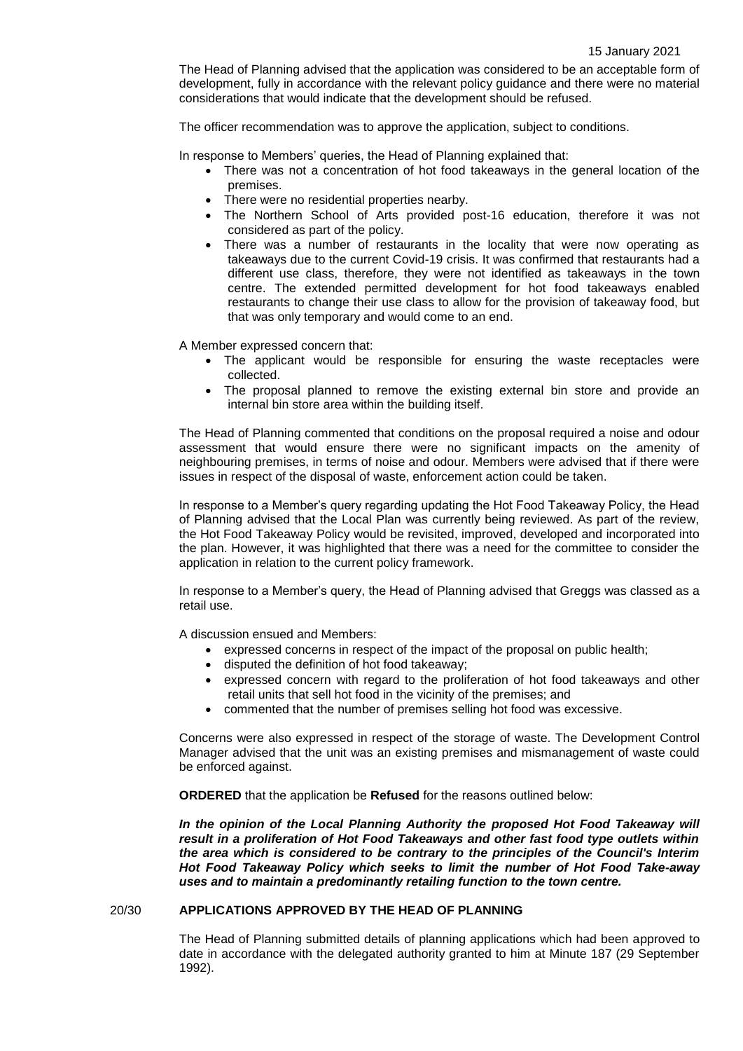The Head of Planning advised that the application was considered to be an acceptable form of development, fully in accordance with the relevant policy guidance and there were no material considerations that would indicate that the development should be refused.

The officer recommendation was to approve the application, subject to conditions.

In response to Members' queries, the Head of Planning explained that:

- There was not a concentration of hot food takeaways in the general location of the premises.
- There were no residential properties nearby.
- The Northern School of Arts provided post-16 education, therefore it was not considered as part of the policy.
- There was a number of restaurants in the locality that were now operating as takeaways due to the current Covid-19 crisis. It was confirmed that restaurants had a different use class, therefore, they were not identified as takeaways in the town centre. The extended permitted development for hot food takeaways enabled restaurants to change their use class to allow for the provision of takeaway food, but that was only temporary and would come to an end.

A Member expressed concern that:

- The applicant would be responsible for ensuring the waste receptacles were collected.
- The proposal planned to remove the existing external bin store and provide an internal bin store area within the building itself.

The Head of Planning commented that conditions on the proposal required a noise and odour assessment that would ensure there were no significant impacts on the amenity of neighbouring premises, in terms of noise and odour. Members were advised that if there were issues in respect of the disposal of waste, enforcement action could be taken.

In response to a Member's query regarding updating the Hot Food Takeaway Policy, the Head of Planning advised that the Local Plan was currently being reviewed. As part of the review, the Hot Food Takeaway Policy would be revisited, improved, developed and incorporated into the plan. However, it was highlighted that there was a need for the committee to consider the application in relation to the current policy framework.

In response to a Member's query, the Head of Planning advised that Greggs was classed as a retail use.

A discussion ensued and Members:

- expressed concerns in respect of the impact of the proposal on public health;
- disputed the definition of hot food takeaway;
- expressed concern with regard to the proliferation of hot food takeaways and other retail units that sell hot food in the vicinity of the premises; and
- commented that the number of premises selling hot food was excessive.

Concerns were also expressed in respect of the storage of waste. The Development Control Manager advised that the unit was an existing premises and mismanagement of waste could be enforced against.

**ORDERED** that the application be **Refused** for the reasons outlined below:

***In the opinion of the Local Planning Authority the proposed Hot Food Takeaway will result in a proliferation of Hot Food Takeaways and other fast food type outlets within the area which is considered to be contrary to the principles of the Council's Interim Hot Food Takeaway Policy which seeks to limit the number of Hot Food Take-away uses and to maintain a predominantly retailing function to the town centre.***

## 20/30 APPLICATIONS APPROVED BY THE HEAD OF PLANNING

The Head of Planning submitted details of planning applications which had been approved to date in accordance with the delegated authority granted to him at Minute 187 (29 September 1992).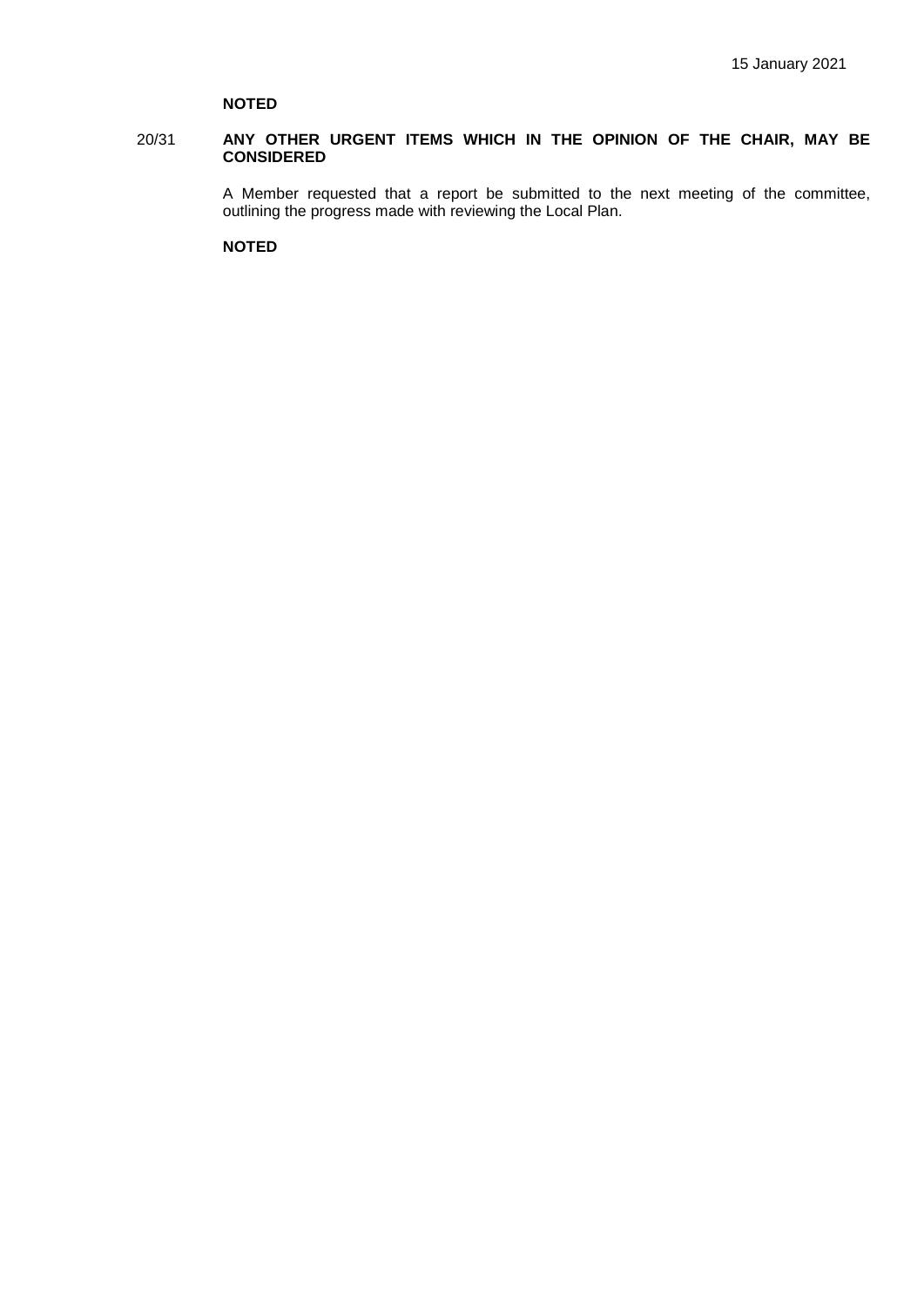**NOTED**

20/31 **ANY OTHER URGENT ITEMS WHICH IN THE OPINION OF THE CHAIR, MAY BE CONSIDERED**

A Member requested that a report be submitted to the next meeting of the committee, outlining the progress made with reviewing the Local Plan.

**NOTED**